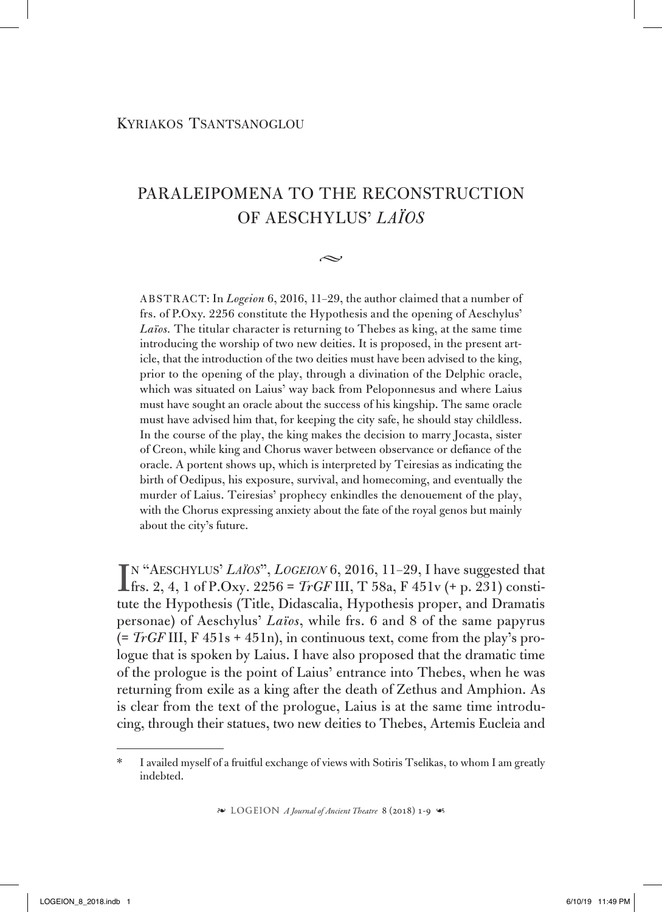Kyriakos Tsantsanoglou

# PARALEIPOMENA TO THE RECONSTRUCTION OF AESCHYLUS' *LAÏOS*

ABSTRACT: In *Logeion* 6, 2016, 11–29, the author claimed that a number of frs. of P.Oxy. 2256 constitute the Hypothesis and the opening of Aeschylus' *Laïos.* The titular character is returning to Thebes as king, at the same time introducing the worship of two new deities. It is proposed, in the present article, that the introduction of the two deities must have been advised to the king, prior to the opening of the play, through a divination of the Delphic oracle, which was situated on Laius' way back from Peloponnesus and where Laius must have sought an oracle about the success of his kingship. The same oracle must have advised him that, for keeping the city safe, he should stay childless. In the course of the play, the king makes the decision to marry Jocasta, sister of Creon, while king and Chorus waver between observance or defiance of the oracle. A portent shows up, which is interpreted by Teiresias as indicating the birth of Oedipus, his exposure, survival, and homecoming, and eventually the murder of Laius. Teiresias' prophecy enkindles the denouement of the play, with the Chorus expressing anxiety about the fate of the royal genos but mainly about the city's future.

In "Aeschylus' *Laïos*", *Logeion* 6, 2016, 11–29, I have suggested that frs. 2, 4, 1 of P.Oxy. 2256 = *TrGF* III, T 58a, F 451v (+ p. 231) constitute the Hypothesis (Title, Didascalia, Hypothesis proper, and Dramatis personae) of Aeschylus' *Laïos*, while frs. 6 and 8 of the same papyrus (= *TrGF* III, F 451s + 451n), in continuous text, come from the play's prologue that is spoken by Laius. I have also proposed that the dramatic time of the prologue is the point of Laius' entrance into Thebes, when he was returning from exile as a king after the death of Zethus and Amphion. As is clear from the text of the prologue, Laius is at the same time introducing, through their statues, two new deities to Thebes, Artemis Eucleia and

\* I availed myself of a fruitful exchange of views with Sotiris Tselikas, to whom I am greatly indebted.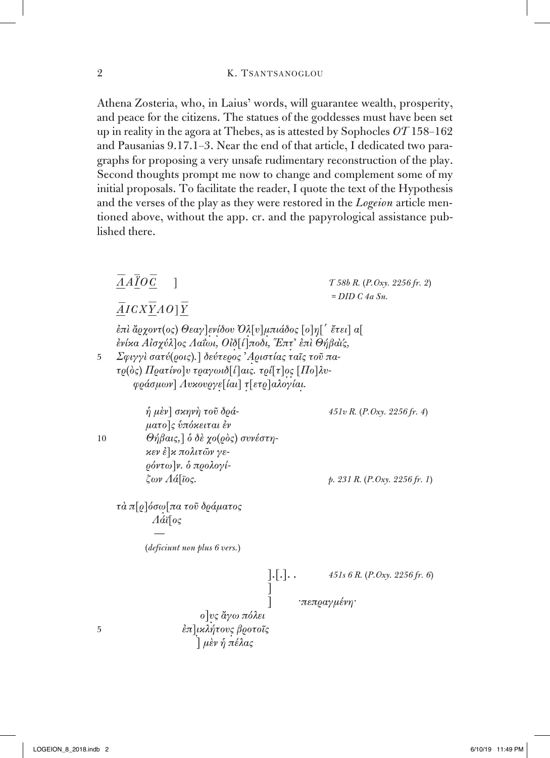Athena Zosteria, who, in Laius' words, will guarantee wealth, prosperity, and peace for the citizens. The statues of the goddesses must have been set up in reality in the agora at Thebes, as is attested by Sophocles *OT* 158–162 and Pausanias 9.17.1–3. Near the end of that article, I dedicated two paragraphs for proposing a very unsafe rudimentary reconstruction of the play. Second thoughts prompt me now to change and complement some of my initial proposals. To facilitate the reader, I quote the text of the Hypothesis and the verses of the play as they were restored in the *Logeion* article mentioned above, without the app. cr. and the papyrological assistance published there.

*ΛΑΪΟϹ* ] *T 58b R.* (*P.Oxy. 2256 fr. 2*) *= DID C 4a Sn.*

*ΑΙϹΧΥΛΟ*]*Υ*

*ἐπὶ ἄρχοντ(ος) Θεαγ]ενίδου Ὀλ[υ]μπιάδος [ο]η[΄ ἔτει] α[*
*ἐνίκα Αἰσχύλ]ος Λαΐωι, Οἰδ[ί]ποδι, Ἑπτ' ἐπὶ Θήβαις,*
5 *Σφιγγὶ σατύ(ροις).] δεύτερος Ἀριστίας ταῖς τοῦ πα-*
*τρ(ὸς) Πρατίνο]υ τραγωιδ[ί]αις. τρί[τ]ος [Πο]λυ-*
*φράσμων] Λυκουργε[ίαι] τ[ετρ]αλογίαι.*

*ἡ μὲν] σκηνὴ τοῦ δρά-* *451v R.* (*P.Oxy. 2256 fr. 4*)
*ματο]ς ὑπόκειται ἐν*
10 *Θήβαις,] ὁ δὲ χο(ρὸς) συνέστη-*
*κεν ἐ]κ πολιτῶν γε-*
*ρόντω]ν. ὁ προλογί-*
*ζων Λά[ϊος.* *p. 231 R.* (*P.Oxy. 2256 fr. 1*)

*τὰ π[ρ]όσω[πα τοῦ δράματος*
*Λάϊ[ος*
—
(*deficiunt non plus 6 vers.*)

].[.]. . *451s 6 R.* (*P.Oxy. 2256 fr. 6*)
]
] ·*πεπραγμένη*·
*ο]υς ἄγω πόλει*
5 *ἐπ]ικλήτους βροτοῖς*
] *μὲν ἡ πέλας*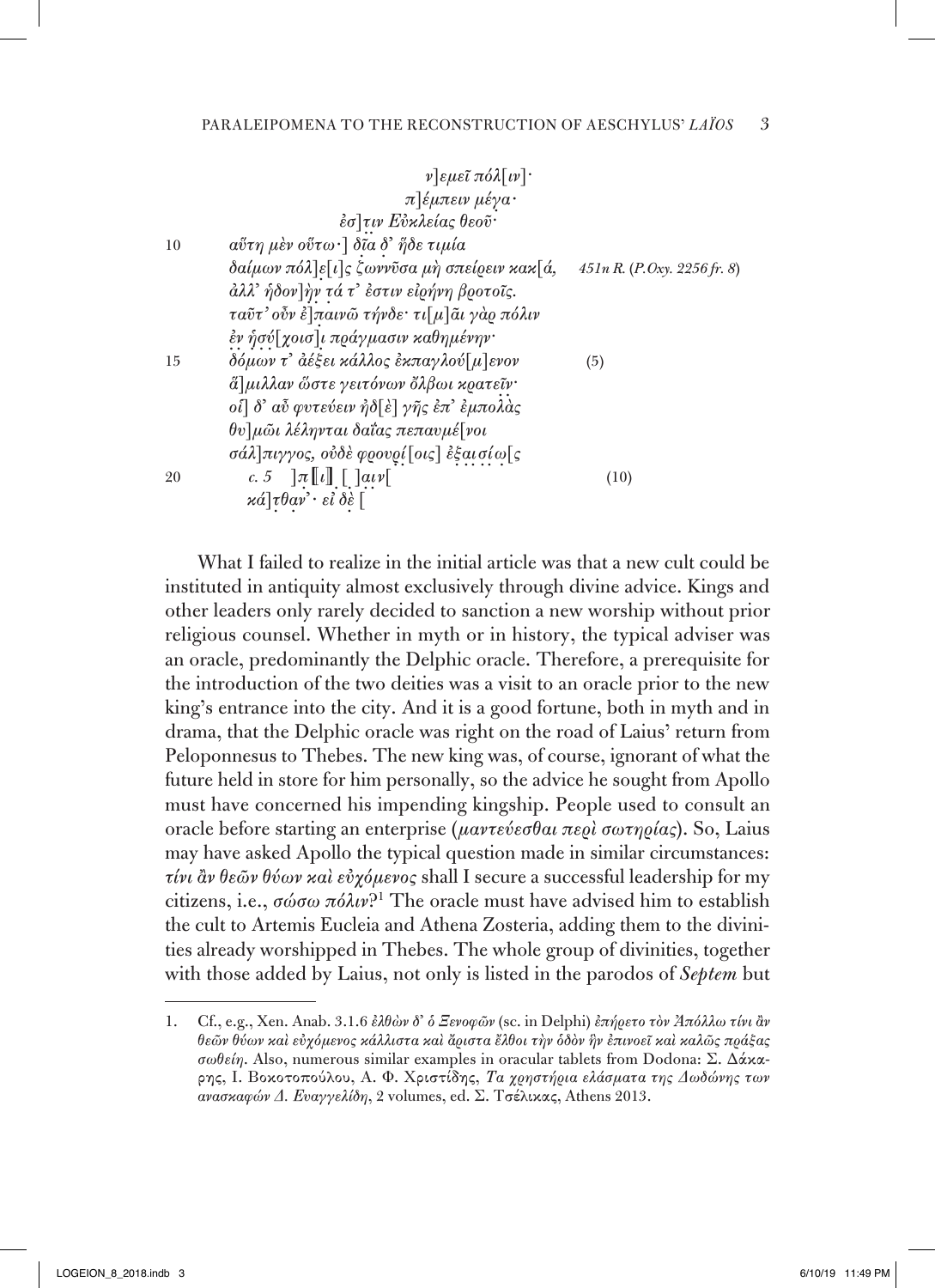ν]εμεῖ πόλ[ιν]·
π]έμπειν μέγα·
ἐσ]τ̣ι̣ν Εὐκλείας θεοῦ·

10 αὕτη μὲν οὕτω·] δι̣ᾶ δ' ἥδε τιμία
δαίμων πόλ]ε̣[ι]ς ζ̣ωννῦσα μὴ σπείρειν κακ[ά, *451n R. (P.Oxy. 2256 fr. 8)*
ἀλλ' ἥδον]ὴ̣ν τ̣ά τ' ἐστιν εἰρήνη βροτοῖς.
ταῦτ' οὖν ἐ]παινῶ τήνδε· τι[μ]ᾶι γὰρ πόλιν
ἐν ἡ̣σ̣ύ̣[χοισ]ι̣ πράγμασιν καθημένην·

15 δ̣ό̣μων τ' ἀέξει κάλλος ἐκπαγλού[μ]ενον (5)
ἅ]μιλλαν ὥστε γειτόνων ὄλβωι κρατεῖν·
οἵ] δ' αὖ φυτεύειν ἠδ[ὲ] γῆς ἐπ' ἐμπολ̣ὰς
θυ]μῶι λέληνται δαΐας πεπαυμέ[νοι
σάλ]πιγγος, οὐδὲ φρουρ̣ί̣[οις] ἐ̣ξ̣α̣ι̣σ̣ί̣ω̣[ς

20 c. 5 ]π̣⟦ι⟧̣ [ ]α̣ι̣ν̣[ (10)
κά]τ̣θ̣α̣ν̣· εἰ̣ δὲ̣ [

What I failed to realize in the initial article was that a new cult could be instituted in antiquity almost exclusively through divine advice. Kings and other leaders only rarely decided to sanction a new worship without prior religious counsel. Whether in myth or in history, the typical adviser was an oracle, predominantly the Delphic oracle. Therefore, a prerequisite for the introduction of the two deities was a visit to an oracle prior to the new king's entrance into the city. And it is a good fortune, both in myth and in drama, that the Delphic oracle was right on the road of Laius' return from Peloponnesus to Thebes. The new king was, of course, ignorant of what the future held in store for him personally, so the advice he sought from Apollo must have concerned his impending kingship. People used to consult an oracle before starting an enterprise (*μαντεύεσθαι περὶ σωτηρίας*). So, Laius may have asked Apollo the typical question made in similar circumstances: *τίνι ἂν θεῶν θύων καὶ εὐχόμενος* shall I secure a successful leadership for my citizens, i.e., *σώσω πόλιν*?[1] The oracle must have advised him to establish the cult to Artemis Eucleia and Athena Zosteria, adding them to the divinities already worshipped in Thebes. The whole group of divinities, together with those added by Laius, not only is listed in the parodos of *Septem* but

1. Cf., e.g., Xen. Anab. 3.1.6 *ἐλθὼν δ' ὁ Ξενοφῶν* (sc. in Delphi) *ἐπήρετο τὸν Ἀπόλλω τίνι ἂν θεῶν θύων καὶ εὐχόμενος κάλλιστα καὶ ἄριστα ἔλθοι τὴν ὁδὸν ἣν ἐπινοεῖ καὶ καλῶς πράξας σωθείη*. Also, numerous similar examples in oracular tablets from Dodona: Σ. Δάκαρης, Ι. Βοκοτοπούλου, Α. Φ. Χριστίδης, *Τα χρηστήρια ελάσματα της Δωδώνης των ανασκαφών Δ. Ευαγγελίδη*, 2 volumes, ed. Σ. Τσέλικας, Athens 2013.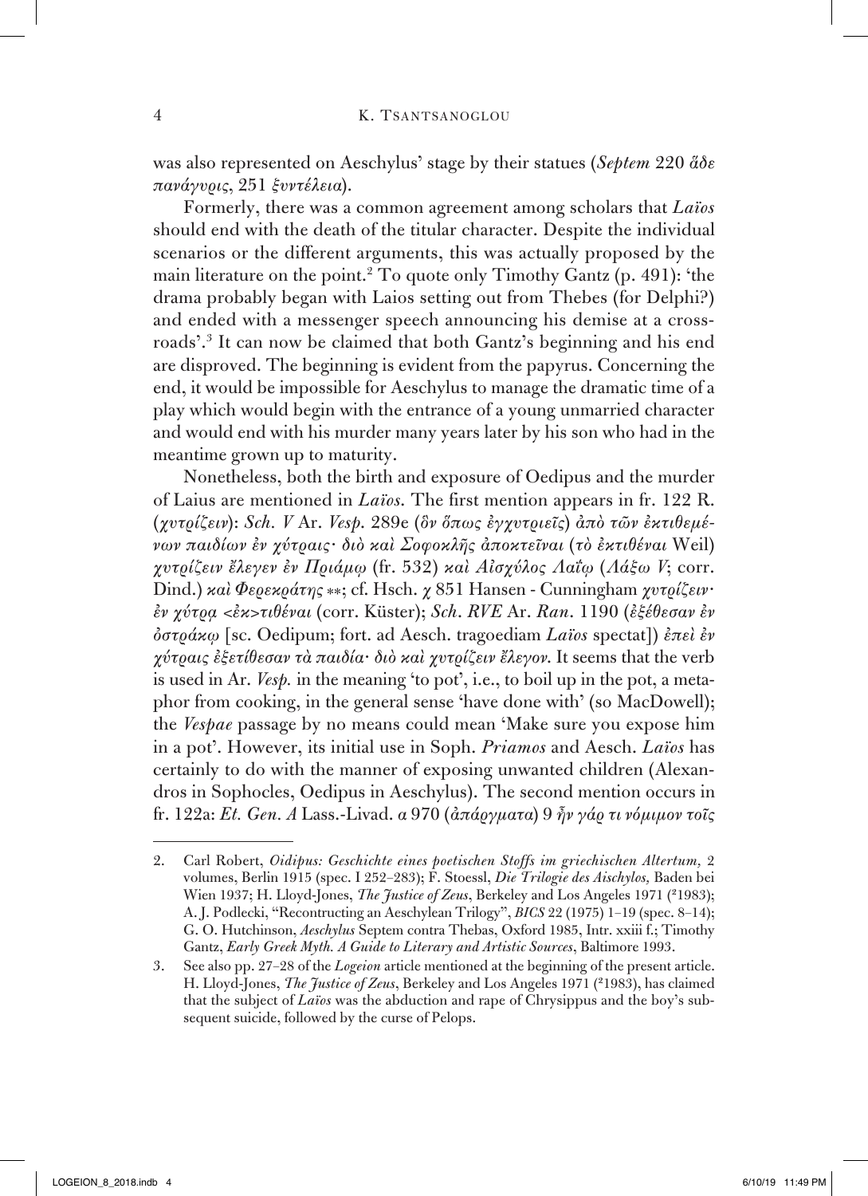was also represented on Aeschylus' stage by their statues (*Septem* 220 *ἅδε πανάγυρις*, 251 *ξυντέλεια*).

Formerly, there was a common agreement among scholars that *Laïos* should end with the death of the titular character. Despite the individual scenarios or the different arguments, this was actually proposed by the main literature on the point.[2] To quote only Timothy Gantz (p. 491): 'the drama probably began with Laios setting out from Thebes (for Delphi?) and ended with a messenger speech announcing his demise at a crossroads'.[3] It can now be claimed that both Gantz's beginning and his end are disproved. The beginning is evident from the papyrus. Concerning the end, it would be impossible for Aeschylus to manage the dramatic time of a play which would begin with the entrance of a young unmarried character and would end with his murder many years later by his son who had in the meantime grown up to maturity.

Nonetheless, both the birth and exposure of Oedipus and the murder of Laius are mentioned in *Laïos*. The first mention appears in fr. 122 R. (*χυτρίζειν*): *Sch. V* Ar. *Vesp.* 289e (*ὃν ὅπως ἐγχυτριεῖς*) *ἀπὸ τῶν ἐκτιθεμένων παιδίων ἐν χύτραις· διὸ καὶ Σοφοκλῆς ἀποκτεῖναι* (*τὸ ἐκτιθέναι* Weil) *χυτρίζειν ἔλεγεν ἐν Πριάμῳ* (fr. 532) *καὶ Αἰσχύλος Λαΐῳ* (*Λάξω V*; corr. Dind.) *καὶ Φερεκράτης* **; cf. Hsch. χ 851 Hansen - Cunningham *χυτρίζειν· ἐν χύτρᾳ <ἐκ>τιθέναι* (corr. Küster); *Sch. RVE* Ar. *Ran.* 1190 (*ἐξέθεσαν ἐν ὀστράκῳ* [sc. Oedipum; fort. ad Aesch. tragoediam *Laïos* spectat]) *ἐπεὶ ἐν χύτραις ἐξετίθεσαν τὰ παιδία· διὸ καὶ χυτρίζειν ἔλεγον*. It seems that the verb is used in Ar. *Vesp.* in the meaning 'to pot', i.e., to boil up in the pot, a metaphor from cooking, in the general sense 'have done with' (so MacDowell); the *Vespae* passage by no means could mean 'Make sure you expose him in a pot'. However, its initial use in Soph. *Priamos* and Aesch. *Laïos* has certainly to do with the manner of exposing unwanted children (Alexandros in Sophocles, Oedipus in Aeschylus). The second mention occurs in fr. 122a: *Et. Gen. A* Lass.-Livad. α 970 (*ἀπάργματα*) 9 *ἦν γάρ τι νόμιμον τοῖς*

---

2. Carl Robert, *Oidipus: Geschichte eines poetischen Stoffs im griechischen Altertum*, 2 volumes, Berlin 1915 (spec. I 252–283); F. Stoessl, *Die Trilogie des Aischylos*, Baden bei Wien 1937; H. Lloyd-Jones, *The Justice of Zeus*, Berkeley and Los Angeles 1971 (²1983); A. J. Podlecki, "Recontructing an Aeschylean Trilogy", *BICS* 22 (1975) 1–19 (spec. 8–14); G. O. Hutchinson, *Aeschylus* Septem contra Thebas, Oxford 1985, Intr. xxiii f.; Timothy Gantz, *Early Greek Myth. A Guide to Literary and Artistic Sources*, Baltimore 1993.

3. See also pp. 27–28 of the *Logeion* article mentioned at the beginning of the present article. H. Lloyd-Jones, *The Justice of Zeus*, Berkeley and Los Angeles 1971 (²1983), has claimed that the subject of *Laïos* was the abduction and rape of Chrysippus and the boy's subsequent suicide, followed by the curse of Pelops.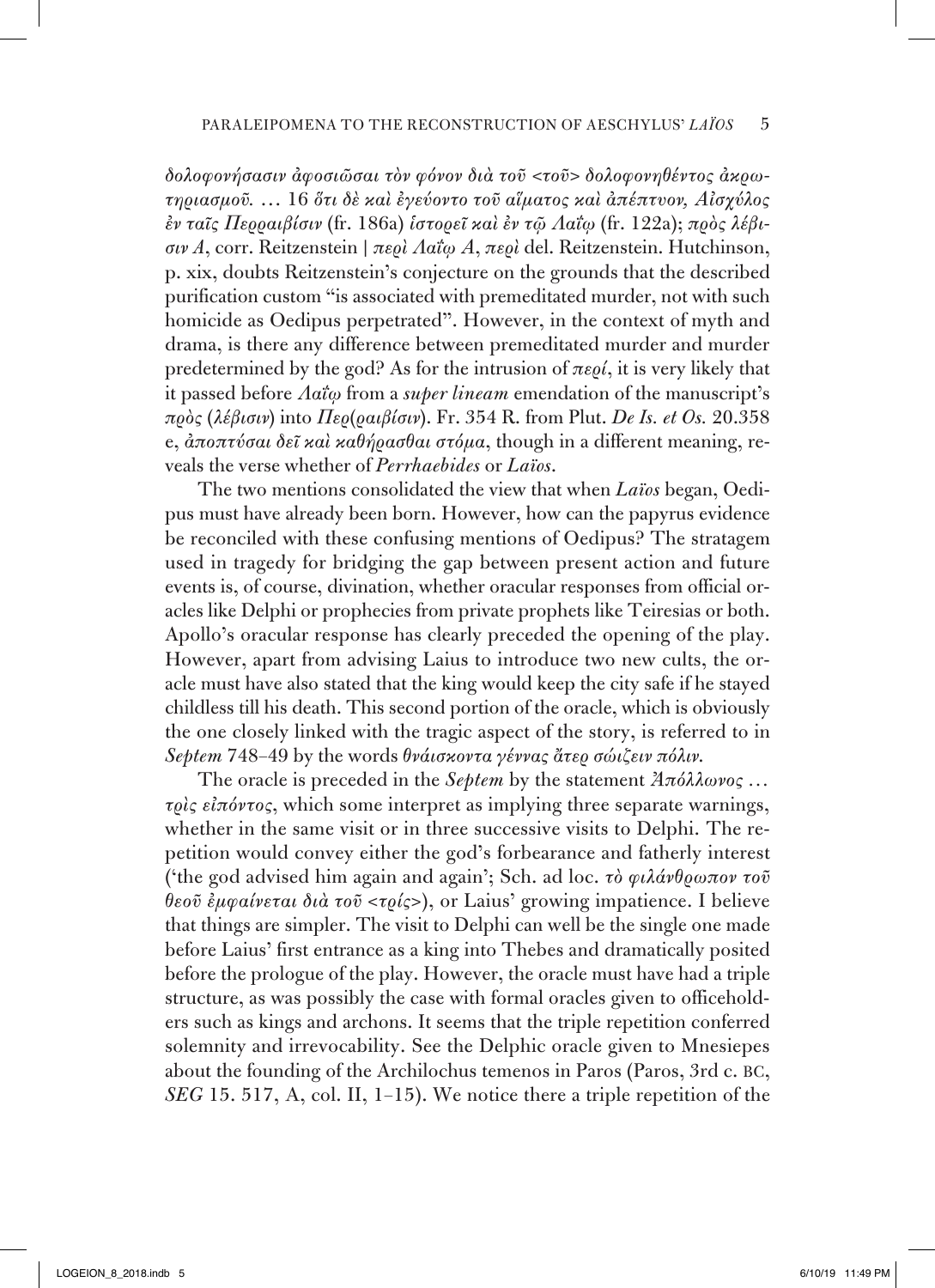*δολοφονήσασιν ἀφοσιῶσαι τὸν φόνον διὰ τοῦ <τοῦ> δολοφονηθέντος ἀκρωτηριασμοῦ. …* 16 *ὅτι δὲ καὶ ἐγεύοντο τοῦ αἵματος καὶ ἀπέπτυον, Αἰσχύλος ἐν ταῖς Περραιβίσιν* (fr. 186a) *ἱστορεῖ καὶ ἐν τῷ Λαΐῳ* (fr. 122a); *πρὸς λέβισιν A*, corr. Reitzenstein | *περὶ Λαΐῳ A*, *περὶ* del. Reitzenstein. Hutchinson, p. xix, doubts Reitzenstein's conjecture on the grounds that the described purification custom "is associated with premeditated murder, not with such homicide as Oedipus perpetrated". However, in the context of myth and drama, is there any difference between premeditated murder and murder predetermined by the god? As for the intrusion of *περί*, it is very likely that it passed before *Λαΐῳ* from a *super lineam* emendation of the manuscript's *πρὸς* (*λέβισιν*) into *Περ(ραιβίσιν*). Fr. 354 R. from Plut. *De Is. et Os.* 20.358 e, *ἀποπτύσαι δεῖ καὶ καθήρασθαι στόμα*, though in a different meaning, reveals the verse whether of *Perrhaebides* or *Laïos*.

The two mentions consolidated the view that when *Laïos* began, Oedipus must have already been born. However, how can the papyrus evidence be reconciled with these confusing mentions of Oedipus? The stratagem used in tragedy for bridging the gap between present action and future events is, of course, divination, whether oracular responses from official oracles like Delphi or prophecies from private prophets like Teiresias or both. Apollo's oracular response has clearly preceded the opening of the play. However, apart from advising Laius to introduce two new cults, the oracle must have also stated that the king would keep the city safe if he stayed childless till his death. This second portion of the oracle, which is obviously the one closely linked with the tragic aspect of the story, is referred to in *Septem* 748–49 by the words *θνάισκοντα γέννας ἄτερ σώιζειν πόλιν*.

The oracle is preceded in the *Septem* by the statement *Ἀπόλλωνος … τρὶς εἰπόντος*, which some interpret as implying three separate warnings, whether in the same visit or in three successive visits to Delphi. The repetition would convey either the god's forbearance and fatherly interest ('the god advised him again and again'; Sch. ad loc. *τὸ φιλάνθρωπον τοῦ θεοῦ ἐμφαίνεται διὰ τοῦ <τρίς>*), or Laius' growing impatience. I believe that things are simpler. The visit to Delphi can well be the single one made before Laius' first entrance as a king into Thebes and dramatically posited before the prologue of the play. However, the oracle must have had a triple structure, as was possibly the case with formal oracles given to officeholders such as kings and archons. It seems that the triple repetition conferred solemnity and irrevocability. See the Delphic oracle given to Mnesiepes about the founding of the Archilochus temenos in Paros (Paros, 3rd c. BC, *SEG* 15. 517, A, col. II, 1–15). We notice there a triple repetition of the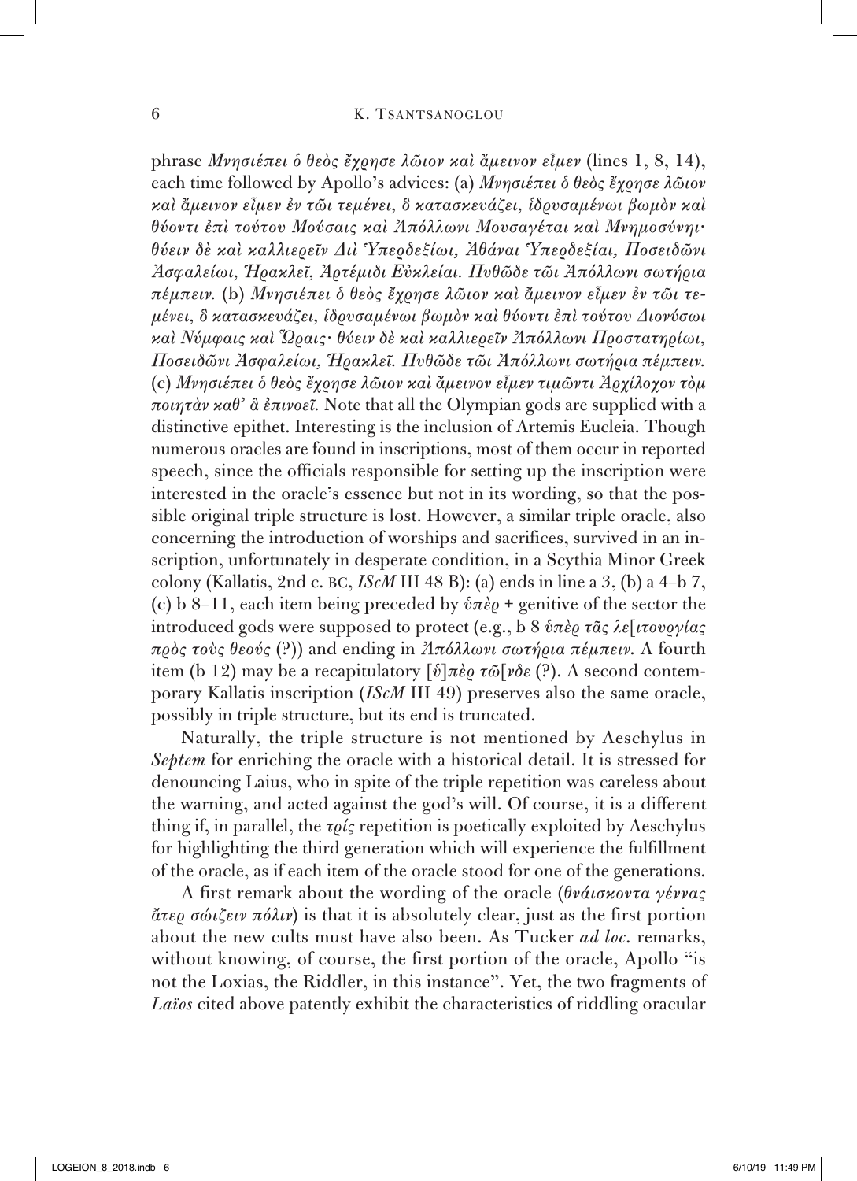phrase *Μνησιέπει ὁ θεὸς ἔχρησε λῷον καὶ ἄμεινον εἶμεν* (lines 1, 8, 14), each time followed by Apollo's advices: (a) *Μνησιέπει ὁ θεὸς ἔχρησε λῷον καὶ ἄμεινον εἶμεν ἐν τῶι τεμένει, ὃ κατασκευάζει, ἱδρυσαμένωι βωμὸν καὶ θύοντι ἐπὶ τούτου Μούσαις καὶ Ἀπόλλωνι Μουσαγέται καὶ Μνημοσύνηι· θύειν δὲ καὶ καλλιερεῖν Διὶ Ὑπερδεξίωι, Ἀθάναι Ὑπερδεξίαι, Ποσειδῶνι Ἀσφαλείωι, Ἡρακλεῖ, Ἀρτέμιδι Εὐκλείαι. Πυθῶδε τῶι Ἀπόλλωνι σωτήρια πέμπειν.* (b) *Μνησιέπει ὁ θεὸς ἔχρησε λῷον καὶ ἄμεινον εἶμεν ἐν τῶι τεμένει, ὃ κατασκευάζει, ἱδρυσαμένωι βωμὸν καὶ θύοντι ἐπὶ τούτου Διονύσωι καὶ Νύμφαις καὶ Ὥραις· θύειν δὲ καὶ καλλιερεῖν Ἀπόλλωνι Προστατηρίωι, Ποσειδῶνι Ἀσφαλείωι, Ἡρακλεῖ. Πυθῶδε τῶι Ἀπόλλωνι σωτήρια πέμπειν.* (c) *Μνησιέπει ὁ θεὸς ἔχρησε λῷον καὶ ἄμεινον εἶμεν τιμῶντι Ἀρχίλοχον τὸμ ποιητὰν καθ' ἃ ἐπινοεῖ.* Note that all the Olympian gods are supplied with a distinctive epithet. Interesting is the inclusion of Artemis Eucleia. Though numerous oracles are found in inscriptions, most of them occur in reported speech, since the officials responsible for setting up the inscription were interested in the oracle's essence but not in its wording, so that the possible original triple structure is lost. However, a similar triple oracle, also concerning the introduction of worships and sacrifices, survived in an inscription, unfortunately in desperate condition, in a Scythia Minor Greek colony (Kallatis, 2nd c. BC, *IScM* III 48 B): (a) ends in line a 3, (b) a 4–b 7, (c) b 8–11, each item being preceded by *ὑπὲρ* + genitive of the sector the introduced gods were supposed to protect (e.g., b 8 *ὑπὲρ τᾶς λε[ιτουργίας πρὸς τοὺς θεούς* (?)) and ending in *Ἀπόλλωνι σωτήρια πέμπειν*. A fourth item (b 12) may be a recapitulatory *[ὑ]πὲρ τῶ[νδε* (?). A second contemporary Kallatis inscription (*IScM* III 49) preserves also the same oracle, possibly in triple structure, but its end is truncated.

Naturally, the triple structure is not mentioned by Aeschylus in *Septem* for enriching the oracle with a historical detail. It is stressed for denouncing Laius, who in spite of the triple repetition was careless about the warning, and acted against the god's will. Of course, it is a different thing if, in parallel, the *τρίς* repetition is poetically exploited by Aeschylus for highlighting the third generation which will experience the fulfillment of the oracle, as if each item of the oracle stood for one of the generations.

A first remark about the wording of the oracle (*θνάισκοντα γέννας ἄτερ σῴζειν πόλιν*) is that it is absolutely clear, just as the first portion about the new cults must have also been. As Tucker *ad loc.* remarks, without knowing, of course, the first portion of the oracle, Apollo "is not the Loxias, the Riddler, in this instance". Yet, the two fragments of *Laïos* cited above patently exhibit the characteristics of riddling oracular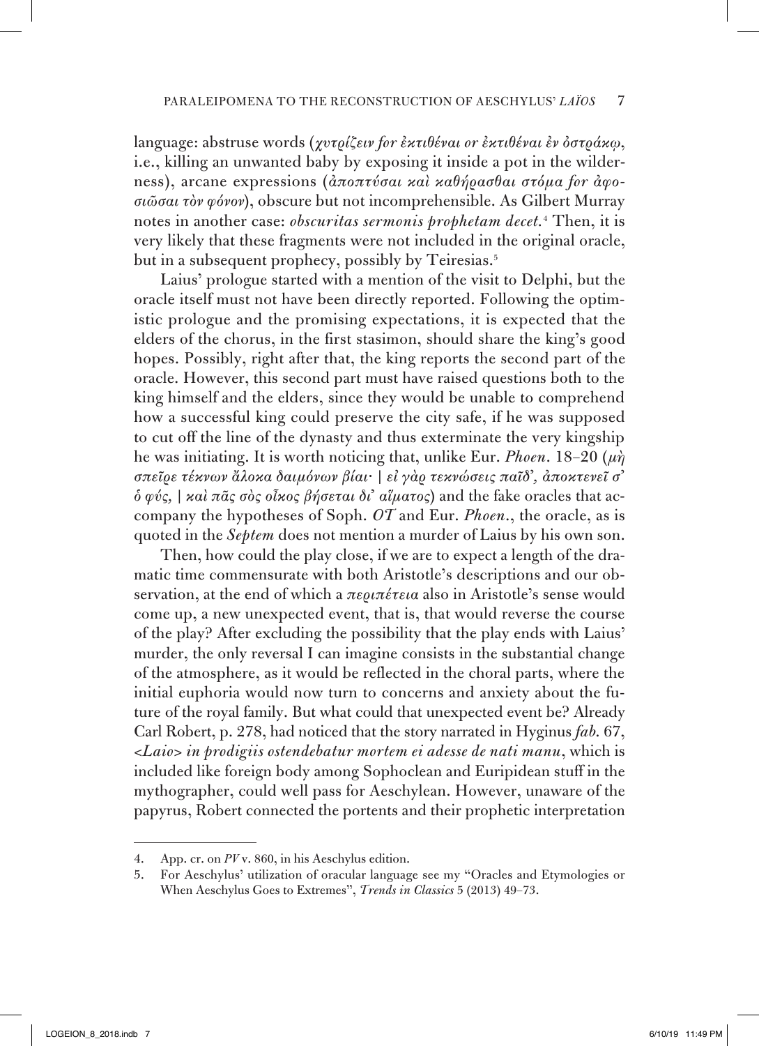language: abstruse words (*χυτρίζειν for ἐκτιθέναι or ἐκτιθέναι ἐν ὀστράκῳ*, i.e., killing an unwanted baby by exposing it inside a pot in the wilderness), arcane expressions (*ἀποπτύσαι καὶ καθήρασθαι στόμα for ἀφοσιῶσαι τὸν φόνον*), obscure but not incomprehensible. As Gilbert Murray notes in another case: *obscuritas sermonis prophetam decet.*[4] Then, it is very likely that these fragments were not included in the original oracle, but in a subsequent prophecy, possibly by Teiresias.[5]

Laius' prologue started with a mention of the visit to Delphi, but the oracle itself must not have been directly reported. Following the optimistic prologue and the promising expectations, it is expected that the elders of the chorus, in the first stasimon, should share the king's good hopes. Possibly, right after that, the king reports the second part of the oracle. However, this second part must have raised questions both to the king himself and the elders, since they would be unable to comprehend how a successful king could preserve the city safe, if he was supposed to cut off the line of the dynasty and thus exterminate the very kingship he was initiating. It is worth noticing that, unlike Eur. *Phoen*. 18–20 (*μὴ σπεῖρε τέκνων ἄλοκα δαιμόνων βίαι· | εἰ γὰρ τεκνώσεις παῖδ', ἀποκτενεῖ σ' ὁ φύς, | καὶ πᾶς σὸς οἶκος βήσεται δι' αἵματος*) and the fake oracles that accompany the hypotheses of Soph. *OT* and Eur. *Phoen*., the oracle, as is quoted in the *Septem* does not mention a murder of Laius by his own son.

Then, how could the play close, if we are to expect a length of the dramatic time commensurate with both Aristotle's descriptions and our observation, at the end of which a *περιπέτεια* also in Aristotle's sense would come up, a new unexpected event, that is, that would reverse the course of the play? After excluding the possibility that the play ends with Laius' murder, the only reversal I can imagine consists in the substantial change of the atmosphere, as it would be reflected in the choral parts, where the initial euphoria would now turn to concerns and anxiety about the future of the royal family. But what could that unexpected event be? Already Carl Robert, p. 278, had noticed that the story narrated in Hyginus *fab.* 67, *<Laio> in prodigiis ostendebatur mortem ei adesse de nati manu*, which is included like foreign body among Sophoclean and Euripidean stuff in the mythographer, could well pass for Aeschylean. However, unaware of the papyrus, Robert connected the portents and their prophetic interpretation

---

4. App. cr. on *PV* v. 860, in his Aeschylus edition.

5. For Aeschylus' utilization of oracular language see my "Oracles and Etymologies or When Aeschylus Goes to Extremes", *Trends in Classics* 5 (2013) 49–73.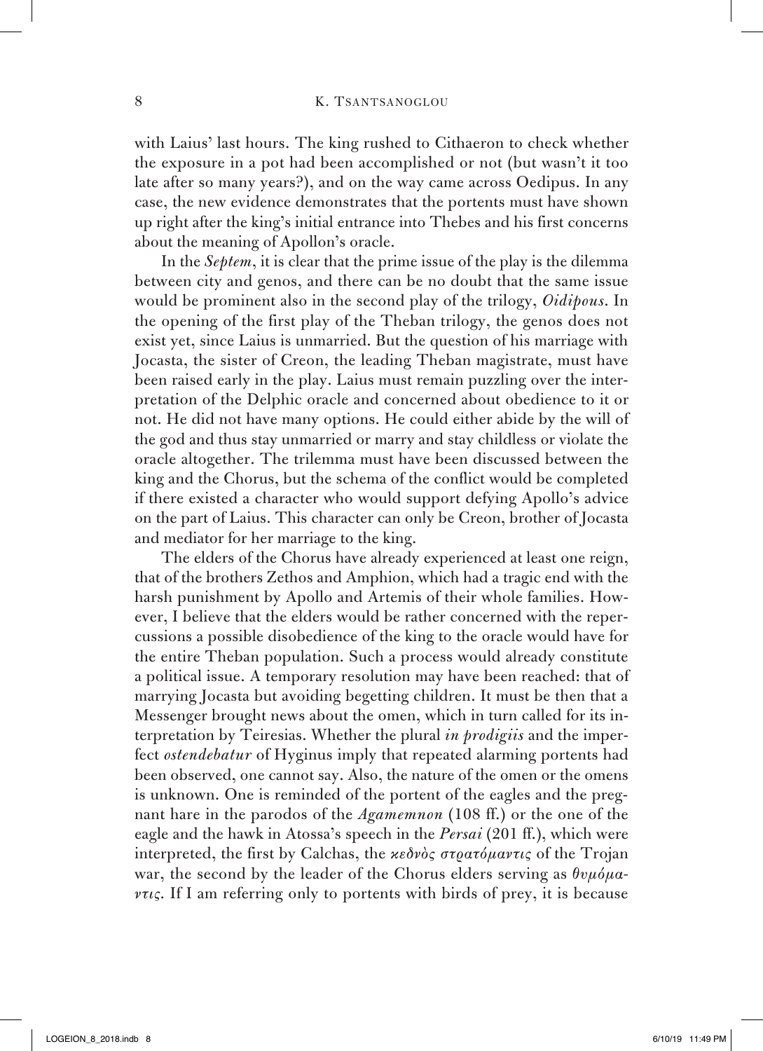with Laius' last hours. The king rushed to Cithaeron to check whether the exposure in a pot had been accomplished or not (but wasn't it too late after so many years?), and on the way came across Oedipus. In any case, the new evidence demonstrates that the portents must have shown up right after the king's initial entrance into Thebes and his first concerns about the meaning of Apollon's oracle.

In the *Septem*, it is clear that the prime issue of the play is the dilemma between city and genos, and there can be no doubt that the same issue would be prominent also in the second play of the trilogy, *Oidipous*. In the opening of the first play of the Theban trilogy, the genos does not exist yet, since Laius is unmarried. But the question of his marriage with Jocasta, the sister of Creon, the leading Theban magistrate, must have been raised early in the play. Laius must remain puzzling over the interpretation of the Delphic oracle and concerned about obedience to it or not. He did not have many options. He could either abide by the will of the god and thus stay unmarried or marry and stay childless or violate the oracle altogether. The trilemma must have been discussed between the king and the Chorus, but the schema of the conflict would be completed if there existed a character who would support defying Apollo's advice on the part of Laius. This character can only be Creon, brother of Jocasta and mediator for her marriage to the king.

The elders of the Chorus have already experienced at least one reign, that of the brothers Zethos and Amphion, which had a tragic end with the harsh punishment by Apollo and Artemis of their whole families. However, I believe that the elders would be rather concerned with the repercussions a possible disobedience of the king to the oracle would have for the entire Theban population. Such a process would already constitute a political issue. A temporary resolution may have been reached: that of marrying Jocasta but avoiding begetting children. It must be then that a Messenger brought news about the omen, which in turn called for its interpretation by Teiresias. Whether the plural *in prodigiis* and the imperfect *ostendebatur* of Hyginus imply that repeated alarming portents had been observed, one cannot say. Also, the nature of the omen or the omens is unknown. One is reminded of the portent of the eagles and the pregnant hare in the parodos of the *Agamemnon* (108 ff.) or the one of the eagle and the hawk in Atossa's speech in the *Persai* (201 ff.), which were interpreted, the first by Calchas, the *κεδνὸς στρατόμαντις* of the Trojan war, the second by the leader of the Chorus elders serving as *θυμόμαντις*. If I am referring only to portents with birds of prey, it is because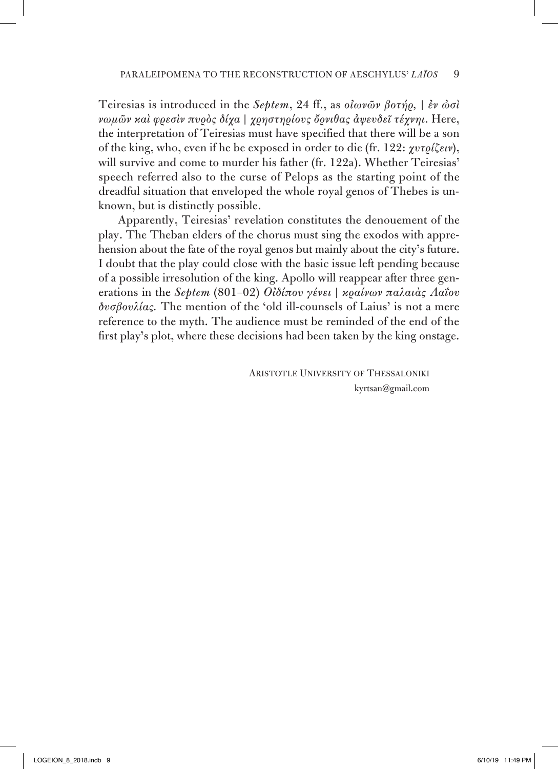Teiresias is introduced in the *Septem*, 24 ff., as *οἰωνῶν βοτήρ, | ἐν ὠσὶ νωμῶν καὶ φρεσὶν πυρὸς δίχα | χρηστηρίους ὄρνιθας ἀψευδεῖ τέχνῃ*. Here, the interpretation of Teiresias must have specified that there will be a son of the king, who, even if he be exposed in order to die (fr. 122: *χυτρίζειν*), will survive and come to murder his father (fr. 122a). Whether Teiresias' speech referred also to the curse of Pelops as the starting point of the dreadful situation that enveloped the whole royal genos of Thebes is unknown, but is distinctly possible.

Apparently, Teiresias' revelation constitutes the denouement of the play. The Theban elders of the chorus must sing the exodos with apprehension about the fate of the royal genos but mainly about the city's future. I doubt that the play could close with the basic issue left pending because of a possible irresolution of the king. Apollo will reappear after three generations in the *Septem* (801–02) *Οἰδίπου γένει | κραίνων παλαιὰς Λαΐου δυσβουλίας.* The mention of the 'old ill-counsels of Laius' is not a mere reference to the myth. The audience must be reminded of the end of the first play's plot, where these decisions had been taken by the king onstage.

Aristotle University of Thessaloniki
kyrtsan@gmail.com